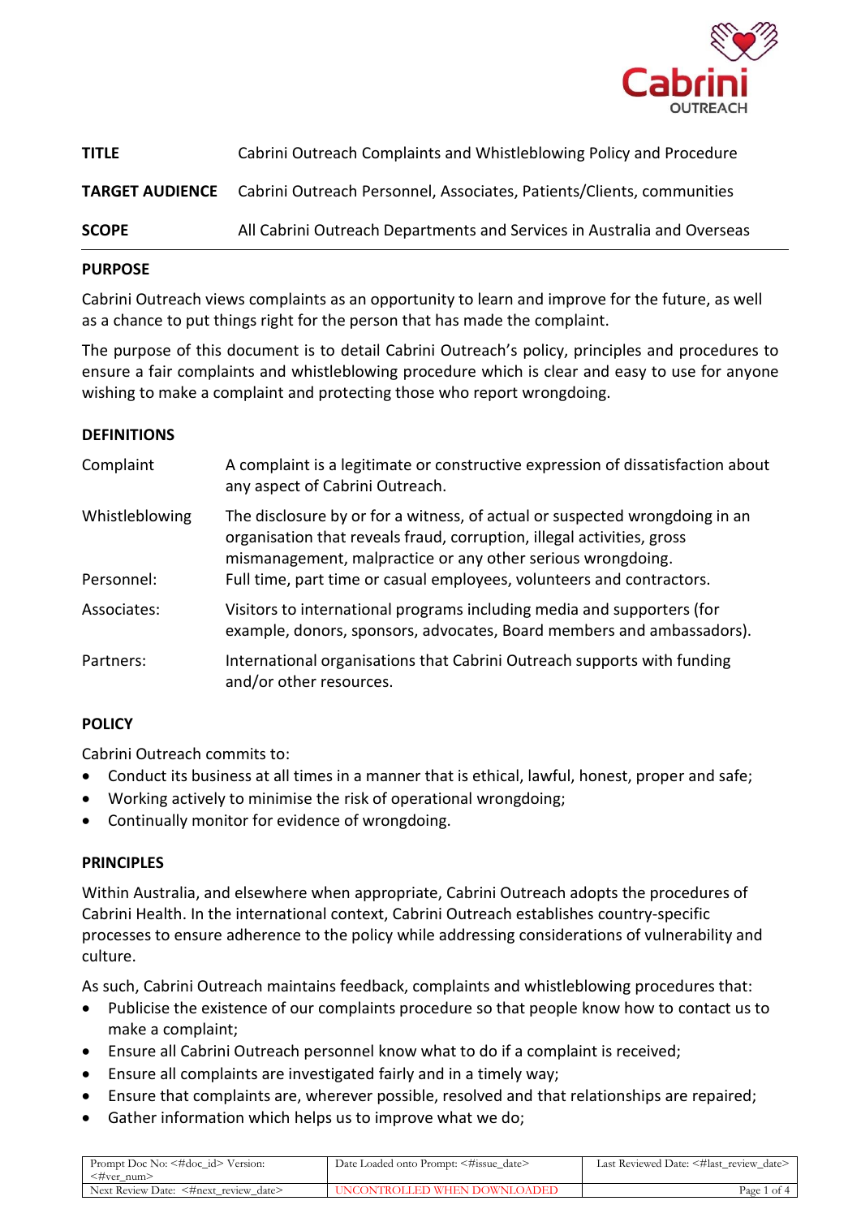| | |
|---|---|
| **TITLE** | Cabrini Outreach Complaints and Whistleblowing Policy and Procedure |
| **TARGET AUDIENCE** | Cabrini Outreach Personnel, Associates, Patients/Clients, communities |
| **SCOPE** | All Cabrini Outreach Departments and Services in Australia and Overseas |

## PURPOSE

Cabrini Outreach views complaints as an opportunity to learn and improve for the future, as well as a chance to put things right for the person that has made the complaint.

The purpose of this document is to detail Cabrini Outreach's policy, principles and procedures to ensure a fair complaints and whistleblowing procedure which is clear and easy to use for anyone wishing to make a complaint and protecting those who report wrongdoing.

## DEFINITIONS

| | |
|---|---|
| Complaint | A complaint is a legitimate or constructive expression of dissatisfaction about any aspect of Cabrini Outreach. |
| Whistleblowing | The disclosure by or for a witness, of actual or suspected wrongdoing in an organisation that reveals fraud, corruption, illegal activities, gross mismanagement, malpractice or any other serious wrongdoing. |
| Personnel: | Full time, part time or casual employees, volunteers and contractors. |
| Associates: | Visitors to international programs including media and supporters (for example, donors, sponsors, advocates, Board members and ambassadors). |
| Partners: | International organisations that Cabrini Outreach supports with funding and/or other resources. |

## POLICY

Cabrini Outreach commits to:

- Conduct its business at all times in a manner that is ethical, lawful, honest, proper and safe;
- Working actively to minimise the risk of operational wrongdoing;
- Continually monitor for evidence of wrongdoing.

## PRINCIPLES

Within Australia, and elsewhere when appropriate, Cabrini Outreach adopts the procedures of Cabrini Health. In the international context, Cabrini Outreach establishes country-specific processes to ensure adherence to the policy while addressing considerations of vulnerability and culture.

As such, Cabrini Outreach maintains feedback, complaints and whistleblowing procedures that:

- Publicise the existence of our complaints procedure so that people know how to contact us to make a complaint;
- Ensure all Cabrini Outreach personnel know what to do if a complaint is received;
- Ensure all complaints are investigated fairly and in a timely way;
- Ensure that complaints are, wherever possible, resolved and that relationships are repaired;
- Gather information which helps us to improve what we do;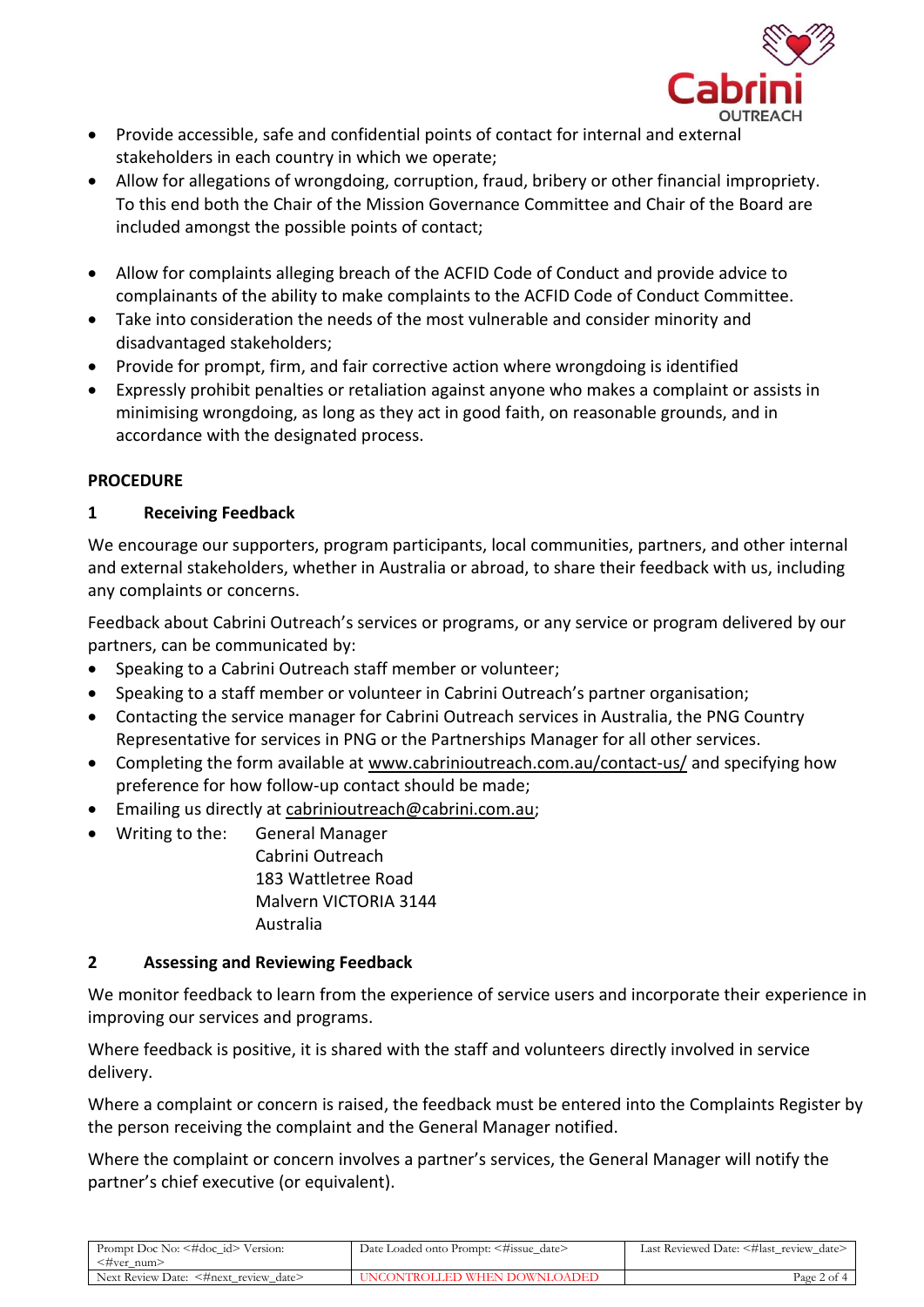- Provide accessible, safe and confidential points of contact for internal and external stakeholders in each country in which we operate;
- Allow for allegations of wrongdoing, corruption, fraud, bribery or other financial impropriety. To this end both the Chair of the Mission Governance Committee and Chair of the Board are included amongst the possible points of contact;
- Allow for complaints alleging breach of the ACFID Code of Conduct and provide advice to complainants of the ability to make complaints to the ACFID Code of Conduct Committee.
- Take into consideration the needs of the most vulnerable and consider minority and disadvantaged stakeholders;
- Provide for prompt, firm, and fair corrective action where wrongdoing is identified
- Expressly prohibit penalties or retaliation against anyone who makes a complaint or assists in minimising wrongdoing, as long as they act in good faith, on reasonable grounds, and in accordance with the designated process.

**PROCEDURE**

**1 Receiving Feedback**

We encourage our supporters, program participants, local communities, partners, and other internal and external stakeholders, whether in Australia or abroad, to share their feedback with us, including any complaints or concerns.

Feedback about Cabrini Outreach's services or programs, or any service or program delivered by our partners, can be communicated by:

- Speaking to a Cabrini Outreach staff member or volunteer;
- Speaking to a staff member or volunteer in Cabrini Outreach's partner organisation;
- Contacting the service manager for Cabrini Outreach services in Australia, the PNG Country Representative for services in PNG or the Partnerships Manager for all other services.
- Completing the form available at www.cabrinioutreach.com.au/contact-us/ and specifying how preference for how follow-up contact should be made;
- Emailing us directly at cabrinioutreach@cabrini.com.au;
- Writing to the: General Manager
  Cabrini Outreach
  183 Wattletree Road
  Malvern VICTORIA 3144
  Australia

**2 Assessing and Reviewing Feedback**

We monitor feedback to learn from the experience of service users and incorporate their experience in improving our services and programs.

Where feedback is positive, it is shared with the staff and volunteers directly involved in service delivery.

Where a complaint or concern is raised, the feedback must be entered into the Complaints Register by the person receiving the complaint and the General Manager notified.

Where the complaint or concern involves a partner's services, the General Manager will notify the partner's chief executive (or equivalent).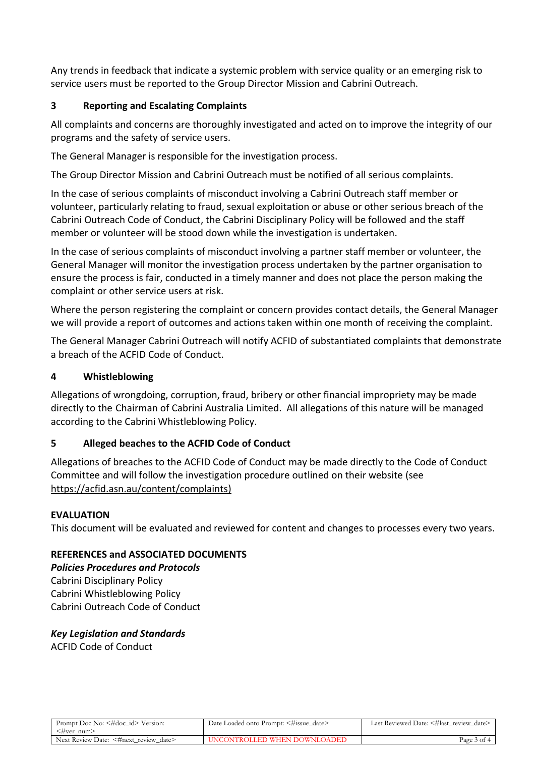Any trends in feedback that indicate a systemic problem with service quality or an emerging risk to service users must be reported to the Group Director Mission and Cabrini Outreach.

## 3 Reporting and Escalating Complaints

All complaints and concerns are thoroughly investigated and acted on to improve the integrity of our programs and the safety of service users.

The General Manager is responsible for the investigation process.

The Group Director Mission and Cabrini Outreach must be notified of all serious complaints.

In the case of serious complaints of misconduct involving a Cabrini Outreach staff member or volunteer, particularly relating to fraud, sexual exploitation or abuse or other serious breach of the Cabrini Outreach Code of Conduct, the Cabrini Disciplinary Policy will be followed and the staff member or volunteer will be stood down while the investigation is undertaken.

In the case of serious complaints of misconduct involving a partner staff member or volunteer, the General Manager will monitor the investigation process undertaken by the partner organisation to ensure the process is fair, conducted in a timely manner and does not place the person making the complaint or other service users at risk.

Where the person registering the complaint or concern provides contact details, the General Manager we will provide a report of outcomes and actions taken within one month of receiving the complaint.

The General Manager Cabrini Outreach will notify ACFID of substantiated complaints that demonstrate a breach of the ACFID Code of Conduct.

## 4 Whistleblowing

Allegations of wrongdoing, corruption, fraud, bribery or other financial impropriety may be made directly to the Chairman of Cabrini Australia Limited. All allegations of this nature will be managed according to the Cabrini Whistleblowing Policy.

## 5 Alleged beaches to the ACFID Code of Conduct

Allegations of breaches to the ACFID Code of Conduct may be made directly to the Code of Conduct Committee and will follow the investigation procedure outlined on their website (see https://acfid.asn.au/content/complaints)

**EVALUATION**

This document will be evaluated and reviewed for content and changes to processes every two years.

**REFERENCES and ASSOCIATED DOCUMENTS**

***Policies Procedures and Protocols***

Cabrini Disciplinary Policy
Cabrini Whistleblowing Policy
Cabrini Outreach Code of Conduct

***Key Legislation and Standards***

ACFID Code of Conduct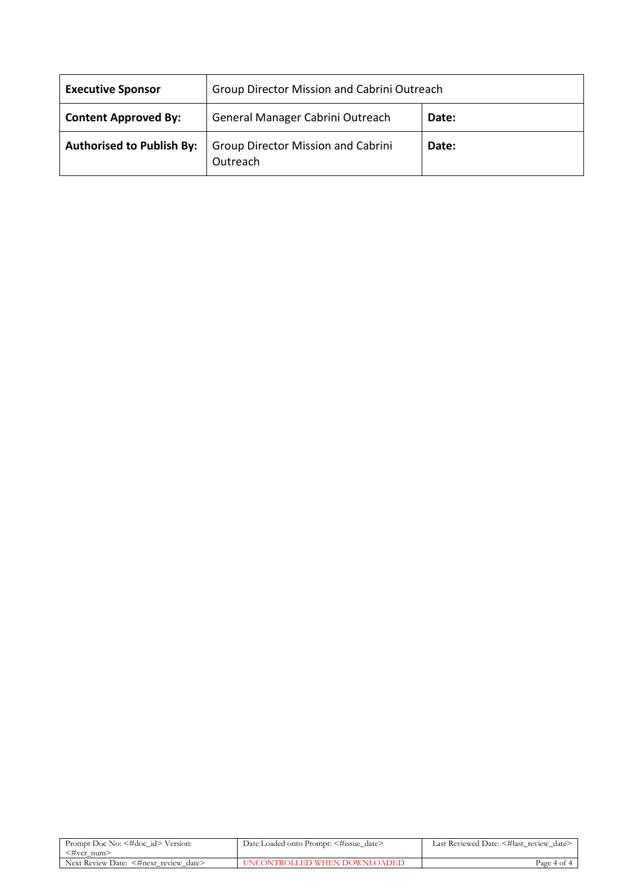| | | |
|---|---|---|
| **Executive Sponsor** | Group Director Mission and Cabrini Outreach | |
| **Content Approved By:** | General Manager Cabrini Outreach | **Date:** |
| **Authorised to Publish By:** | Group Director Mission and Cabrini Outreach | **Date:** |